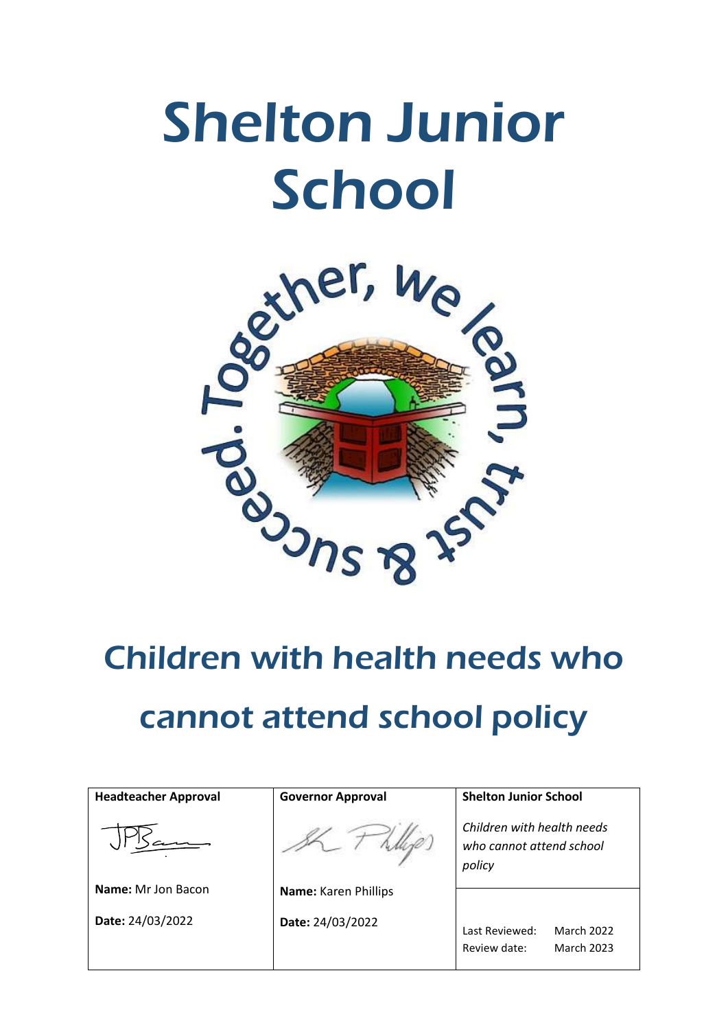# Shelton Junior School

Together, we learn, trust & succeed.

# Children with health needs who cannot attend school policy

| Headteacher Approval | Governor Approval | Shelton Junior School |
| --- | --- | --- |
| | | *Children with health needs who cannot attend school policy* |
| **Name:** Mr Jon Bacon | **Name:** Karen Phillips | |
| **Date:** 24/03/2022 | **Date:** 24/03/2022 | Last Reviewed: March 2022<br>Review date: March 2023 |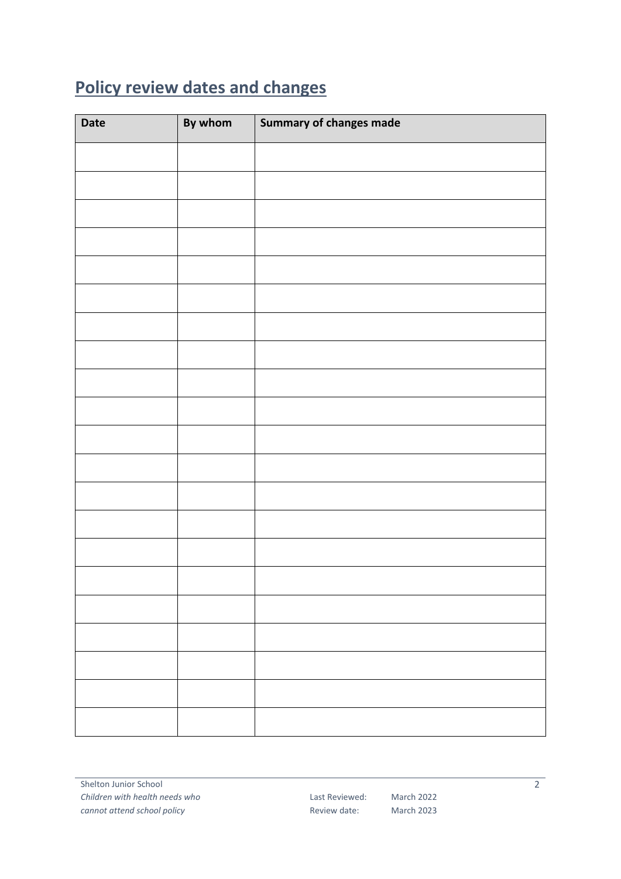## Policy review dates and changes

| Date | By whom | Summary of changes made |
|---|---|---|
| | | |
| | | |
| | | |
| | | |
| | | |
| | | |
| | | |
| | | |
| | | |
| | | |
| | | |
| | | |
| | | |
| | | |
| | | |
| | | |
| | | |
| | | |
| | | |
| | | |
| | | |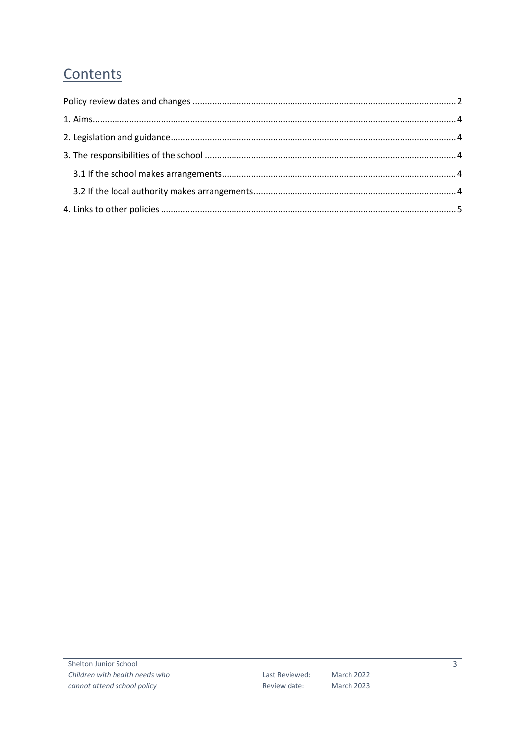# Contents

Policy review dates and changes ........................................................................................................... 2

1. Aims.................................................................................................................................................. 4

2. Legislation and guidance................................................................................................................... 4

3. The responsibilities of the school ...................................................................................................... 4

   3.1 If the school makes arrangements............................................................................................... 4

   3.2 If the local authority makes arrangements.................................................................................. 4

4. Links to other policies ....................................................................................................................... 5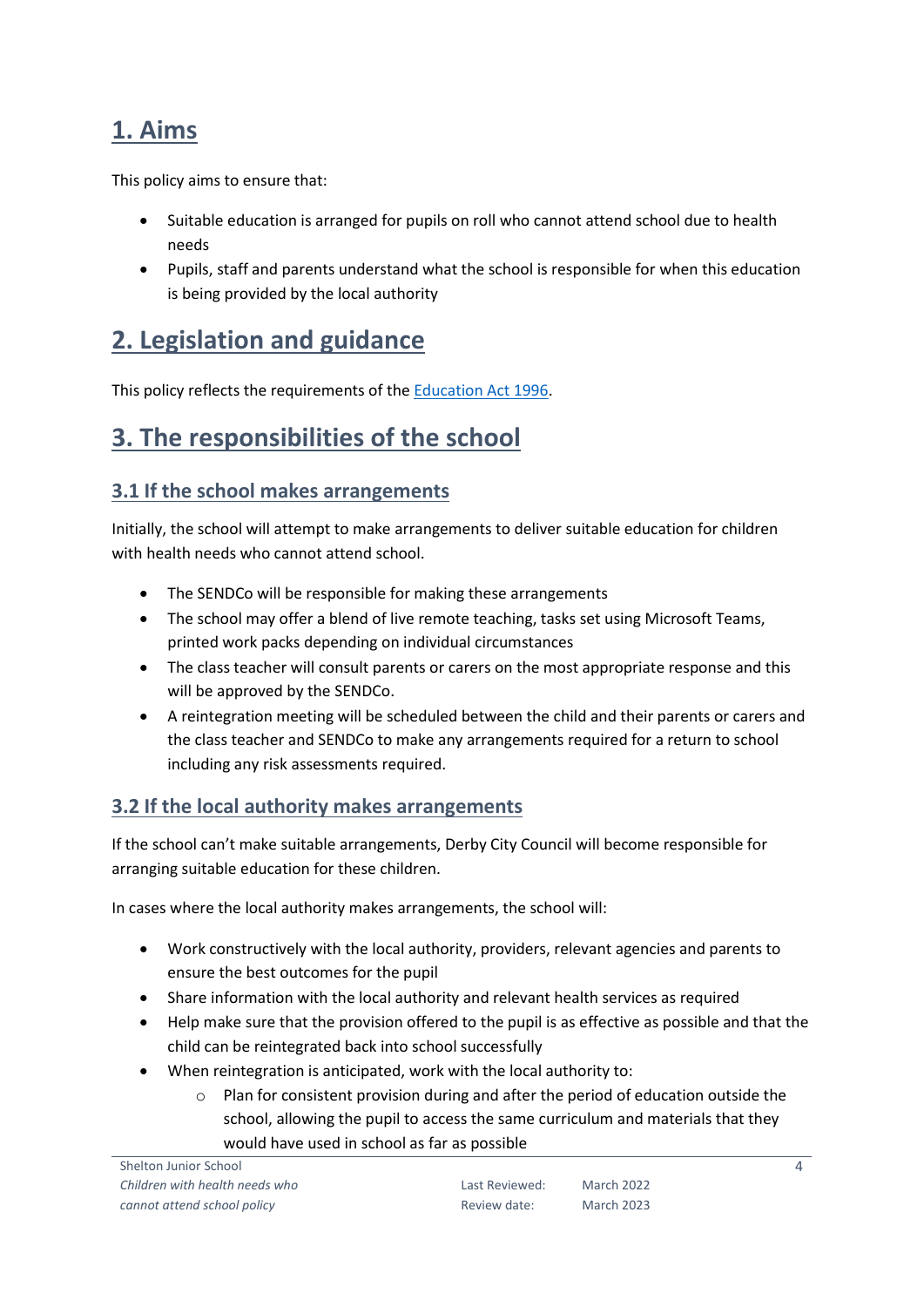# 1. Aims

This policy aims to ensure that:

- Suitable education is arranged for pupils on roll who cannot attend school due to health needs
- Pupils, staff and parents understand what the school is responsible for when this education is being provided by the local authority

# 2. Legislation and guidance

This policy reflects the requirements of the Education Act 1996.

# 3. The responsibilities of the school

## 3.1 If the school makes arrangements

Initially, the school will attempt to make arrangements to deliver suitable education for children with health needs who cannot attend school.

- The SENDCo will be responsible for making these arrangements
- The school may offer a blend of live remote teaching, tasks set using Microsoft Teams, printed work packs depending on individual circumstances
- The class teacher will consult parents or carers on the most appropriate response and this will be approved by the SENDCo.
- A reintegration meeting will be scheduled between the child and their parents or carers and the class teacher and SENDCo to make any arrangements required for a return to school including any risk assessments required.

## 3.2 If the local authority makes arrangements

If the school can't make suitable arrangements, Derby City Council will become responsible for arranging suitable education for these children.

In cases where the local authority makes arrangements, the school will:

- Work constructively with the local authority, providers, relevant agencies and parents to ensure the best outcomes for the pupil
- Share information with the local authority and relevant health services as required
- Help make sure that the provision offered to the pupil is as effective as possible and that the child can be reintegrated back into school successfully
- When reintegration is anticipated, work with the local authority to:
    - Plan for consistent provision during and after the period of education outside the school, allowing the pupil to access the same curriculum and materials that they would have used in school as far as possible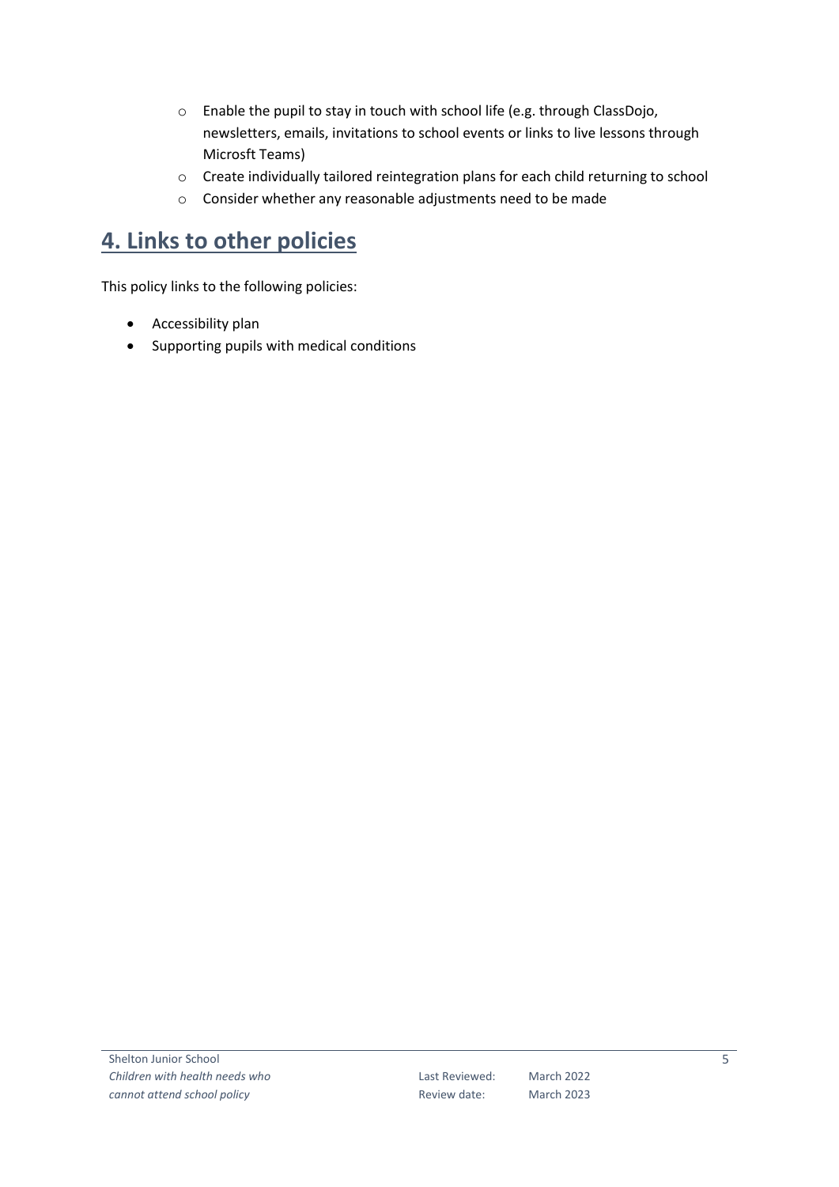- Enable the pupil to stay in touch with school life (e.g. through ClassDojo, newsletters, emails, invitations to school events or links to live lessons through Microsft Teams)
- Create individually tailored reintegration plans for each child returning to school
- Consider whether any reasonable adjustments need to be made

## 4. Links to other policies

This policy links to the following policies:

- Accessibility plan
- Supporting pupils with medical conditions